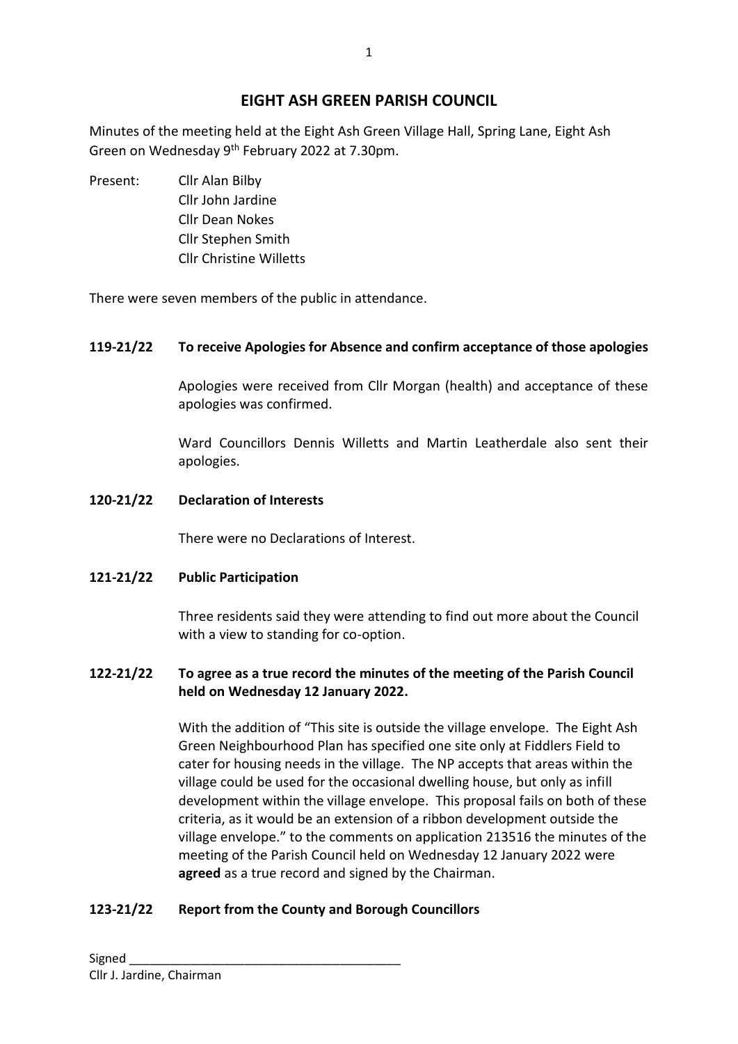# EIGHT ASH GREEN PARISH COUNCIL

Minutes of the meeting held at the Eight Ash Green Village Hall, Spring Lane, Eight Ash Green on Wednesday 9th February 2022 at 7.30pm.

Present: Cllr Alan Bilby
Cllr John Jardine
Cllr Dean Nokes
Cllr Stephen Smith
Cllr Christine Willetts

There were seven members of the public in attendance.

**119-21/22 To receive Apologies for Absence and confirm acceptance of those apologies**

Apologies were received from Cllr Morgan (health) and acceptance of these apologies was confirmed.

Ward Councillors Dennis Willetts and Martin Leatherdale also sent their apologies.

**120-21/22 Declaration of Interests**

There were no Declarations of Interest.

**121-21/22 Public Participation**

Three residents said they were attending to find out more about the Council with a view to standing for co-option.

**122-21/22 To agree as a true record the minutes of the meeting of the Parish Council held on Wednesday 12 January 2022.**

With the addition of "This site is outside the village envelope. The Eight Ash Green Neighbourhood Plan has specified one site only at Fiddlers Field to cater for housing needs in the village. The NP accepts that areas within the village could be used for the occasional dwelling house, but only as infill development within the village envelope. This proposal fails on both of these criteria, as it would be an extension of a ribbon development outside the village envelope." to the comments on application 213516 the minutes of the meeting of the Parish Council held on Wednesday 12 January 2022 were **agreed** as a true record and signed by the Chairman.

**123-21/22 Report from the County and Borough Councillors**

Signed ________________________________________
Cllr J. Jardine, Chairman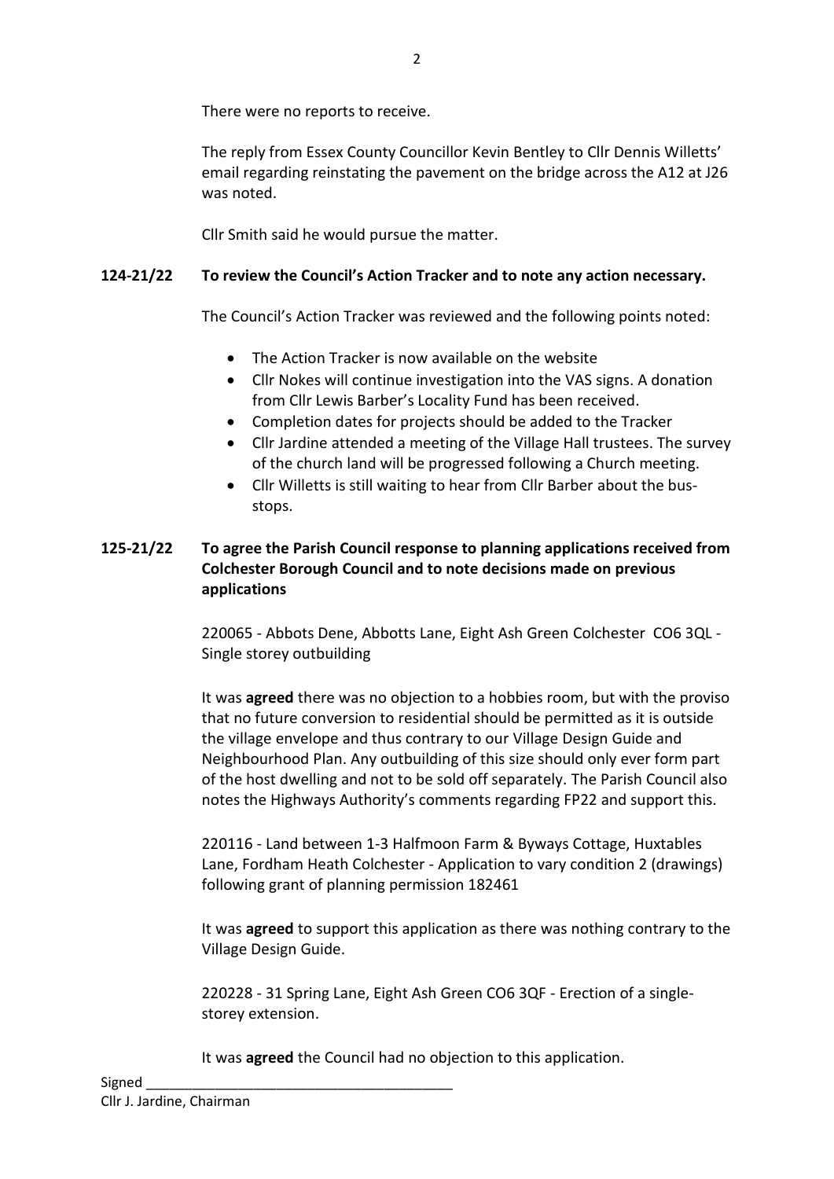There were no reports to receive.

The reply from Essex County Councillor Kevin Bentley to Cllr Dennis Willetts' email regarding reinstating the pavement on the bridge across the A12 at J26 was noted.

Cllr Smith said he would pursue the matter.

**124-21/22 To review the Council's Action Tracker and to note any action necessary.**

The Council's Action Tracker was reviewed and the following points noted:

- The Action Tracker is now available on the website
- Cllr Nokes will continue investigation into the VAS signs. A donation from Cllr Lewis Barber's Locality Fund has been received.
- Completion dates for projects should be added to the Tracker
- Cllr Jardine attended a meeting of the Village Hall trustees. The survey of the church land will be progressed following a Church meeting.
- Cllr Willetts is still waiting to hear from Cllr Barber about the bus-stops.

**125-21/22 To agree the Parish Council response to planning applications received from Colchester Borough Council and to note decisions made on previous applications**

220065 - Abbots Dene, Abbotts Lane, Eight Ash Green Colchester CO6 3QL - Single storey outbuilding

It was **agreed** there was no objection to a hobbies room, but with the proviso that no future conversion to residential should be permitted as it is outside the village envelope and thus contrary to our Village Design Guide and Neighbourhood Plan. Any outbuilding of this size should only ever form part of the host dwelling and not to be sold off separately. The Parish Council also notes the Highways Authority's comments regarding FP22 and support this.

220116 - Land between 1-3 Halfmoon Farm & Byways Cottage, Huxtables Lane, Fordham Heath Colchester - Application to vary condition 2 (drawings) following grant of planning permission 182461

It was **agreed** to support this application as there was nothing contrary to the Village Design Guide.

220228 - 31 Spring Lane, Eight Ash Green CO6 3QF - Erection of a single-storey extension.

It was **agreed** the Council had no objection to this application.

Signed \_\_\_\_\_\_\_\_\_\_\_\_\_\_\_\_\_\_\_\_\_\_\_\_\_\_\_\_\_\_\_\_\_\_\_\_\_\_\_
Cllr J. Jardine, Chairman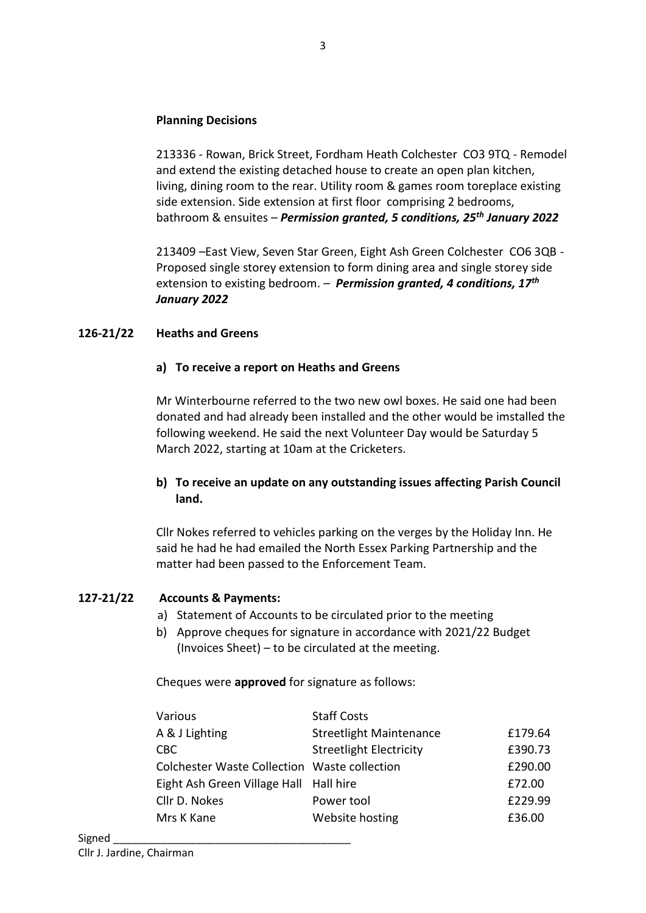**Planning Decisions**

213336 - Rowan, Brick Street, Fordham Heath Colchester CO3 9TQ - Remodel and extend the existing detached house to create an open plan kitchen, living, dining room to the rear. Utility room & games room toreplace existing side extension. Side extension at first floor comprising 2 bedrooms, bathroom & ensuites – ***Permission granted, 5 conditions, 25th January 2022***

213409 –East View, Seven Star Green, Eight Ash Green Colchester CO6 3QB - Proposed single storey extension to form dining area and single storey side extension to existing bedroom. – ***Permission granted, 4 conditions, 17th January 2022***

**126-21/22 Heaths and Greens**

**a) To receive a report on Heaths and Greens**

Mr Winterbourne referred to the two new owl boxes. He said one had been donated and had already been installed and the other would be imstalled the following weekend. He said the next Volunteer Day would be Saturday 5 March 2022, starting at 10am at the Cricketers.

**b) To receive an update on any outstanding issues affecting Parish Council land.**

Cllr Nokes referred to vehicles parking on the verges by the Holiday Inn. He said he had he had emailed the North Essex Parking Partnership and the matter had been passed to the Enforcement Team.

**127-21/22 Accounts & Payments:**

a) Statement of Accounts to be circulated prior to the meeting
b) Approve cheques for signature in accordance with 2021/22 Budget (Invoices Sheet) – to be circulated at the meeting.

Cheques were **approved** for signature as follows:

| | | |
|---|---|---|
| Various | Staff Costs | |
| A & J Lighting | Streetlight Maintenance | £179.64 |
| CBC | Streetlight Electricity | £390.73 |
| Colchester Waste Collection | Waste collection | £290.00 |
| Eight Ash Green Village Hall | Hall hire | £72.00 |
| Cllr D. Nokes | Power tool | £229.99 |
| Mrs K Kane | Website hosting | £36.00 |

Signed ______________________________________
Cllr J. Jardine, Chairman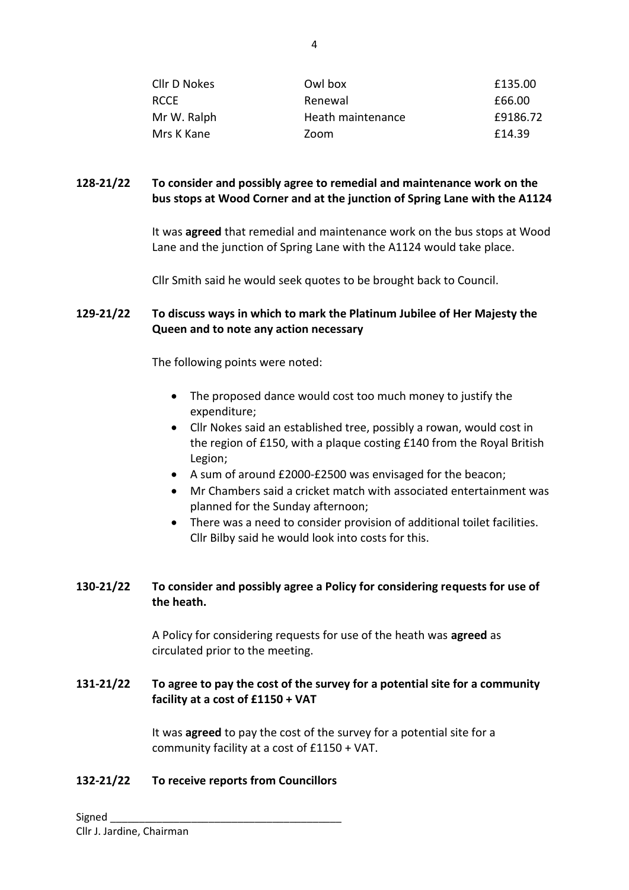| | | |
|---|---|---|
| Cllr D Nokes | Owl box | £135.00 |
| RCCE | Renewal | £66.00 |
| Mr W. Ralph | Heath maintenance | £9186.72 |
| Mrs K Kane | Zoom | £14.39 |

**128-21/22 To consider and possibly agree to remedial and maintenance work on the bus stops at Wood Corner and at the junction of Spring Lane with the A1124**

It was **agreed** that remedial and maintenance work on the bus stops at Wood Lane and the junction of Spring Lane with the A1124 would take place.

Cllr Smith said he would seek quotes to be brought back to Council.

**129-21/22 To discuss ways in which to mark the Platinum Jubilee of Her Majesty the Queen and to note any action necessary**

The following points were noted:

- The proposed dance would cost too much money to justify the expenditure;
- Cllr Nokes said an established tree, possibly a rowan, would cost in the region of £150, with a plaque costing £140 from the Royal British Legion;
- A sum of around £2000-£2500 was envisaged for the beacon;
- Mr Chambers said a cricket match with associated entertainment was planned for the Sunday afternoon;
- There was a need to consider provision of additional toilet facilities. Cllr Bilby said he would look into costs for this.

**130-21/22 To consider and possibly agree a Policy for considering requests for use of the heath.**

A Policy for considering requests for use of the heath was **agreed** as circulated prior to the meeting.

**131-21/22 To agree to pay the cost of the survey for a potential site for a community facility at a cost of £1150 + VAT**

It was **agreed** to pay the cost of the survey for a potential site for a community facility at a cost of £1150 + VAT.

**132-21/22 To receive reports from Councillors**

Signed ________________________________________
Cllr J. Jardine, Chairman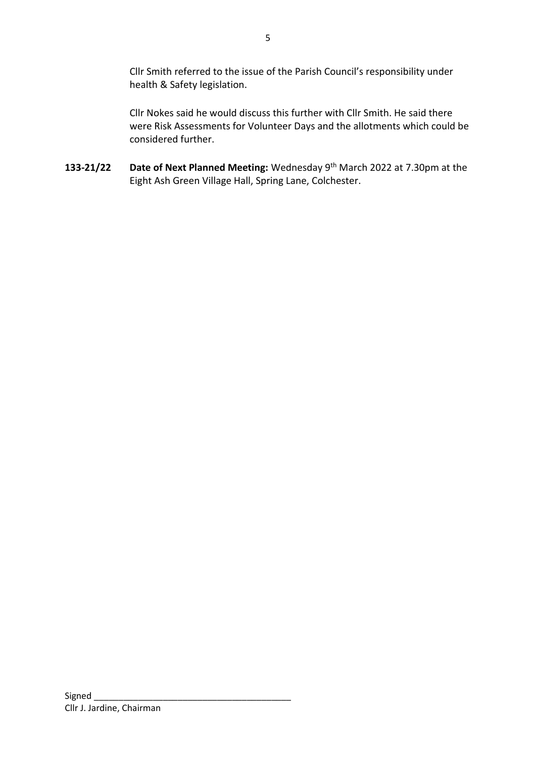Cllr Smith referred to the issue of the Parish Council's responsibility under health & Safety legislation.

Cllr Nokes said he would discuss this further with Cllr Smith. He said there were Risk Assessments for Volunteer Days and the allotments which could be considered further.

**133-21/22** **Date of Next Planned Meeting:** Wednesday 9th March 2022 at 7.30pm at the Eight Ash Green Village Hall, Spring Lane, Colchester.

Signed \_\_\_\_\_\_\_\_\_\_\_\_\_\_\_\_\_\_\_\_\_\_\_\_\_\_\_\_\_\_\_\_\_\_\_\_\_\_\_\_
Cllr J. Jardine, Chairman